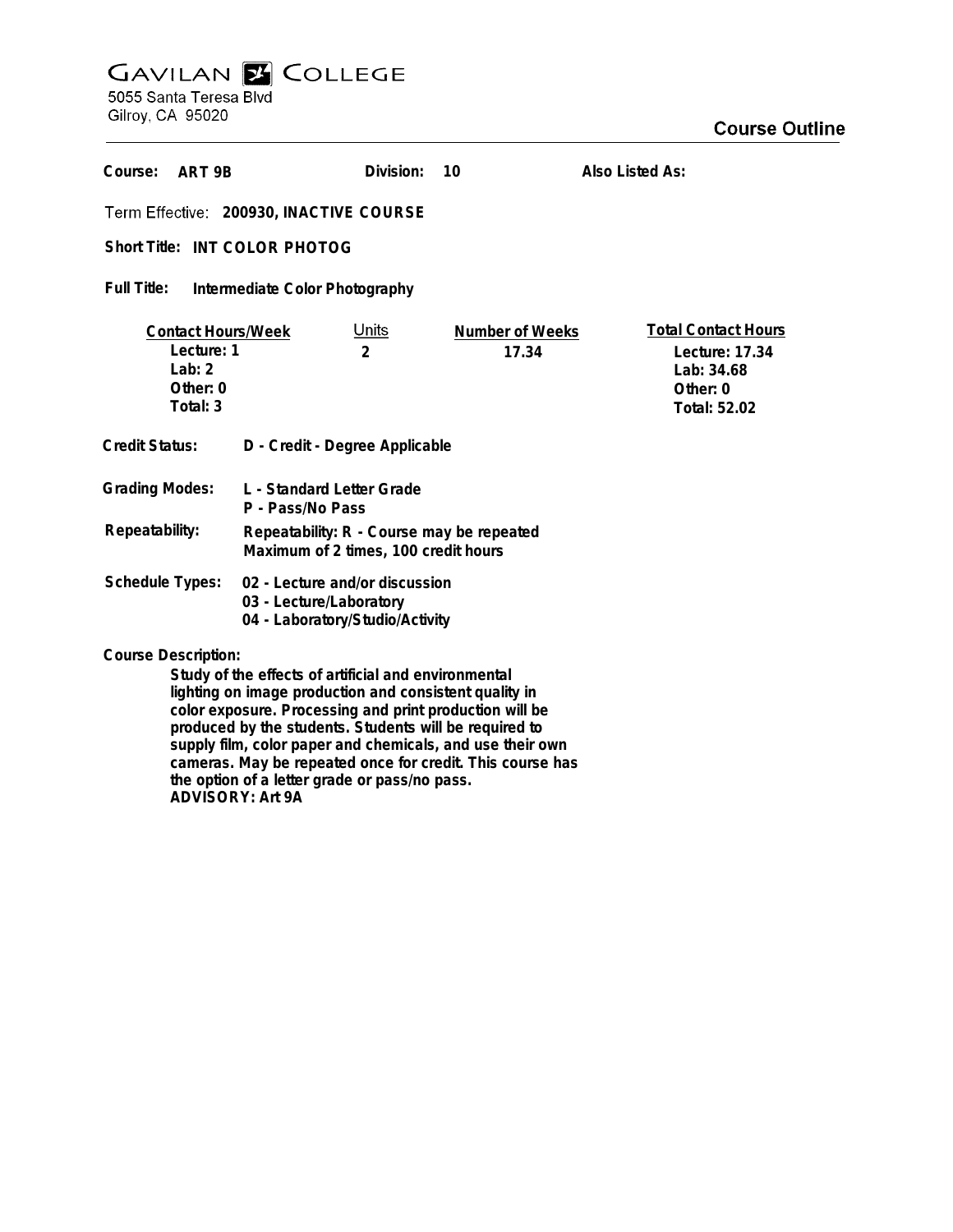# Gavilan College

5055 Santa Teresa Blvd
Gilroy, CA 95020

## Course Outline

**Course:** ART 9B **Division:** 10 **Also Listed As:**

**Term Effective:** 200930, INACTIVE COURSE

**Short Title:** INT COLOR PHOTOG

**Full Title:** Intermediate Color Photography

| Contact Hours/Week | Units | Number of Weeks | Total Contact Hours |
|---|---|---|---|
| Lecture: 1 | 2 | 17.34 | Lecture: 17.34 |
| Lab: 2 | | | Lab: 34.68 |
| Other: 0 | | | Other: 0 |
| Total: 3 | | | Total: 52.02 |

**Credit Status:** D - Credit - Degree Applicable

**Grading Modes:** L - Standard Letter Grade
P - Pass/No Pass

**Repeatability:** Repeatability: R - Course may be repeated
Maximum of 2 times, 100 credit hours

**Schedule Types:** 02 - Lecture and/or discussion
03 - Lecture/Laboratory
04 - Laboratory/Studio/Activity

**Course Description:**

Study of the effects of artificial and environmental lighting on image production and consistent quality in color exposure. Processing and print production will be produced by the students. Students will be required to supply film, color paper and chemicals, and use their own cameras. May be repeated once for credit. This course has the option of a letter grade or pass/no pass.
ADVISORY: Art 9A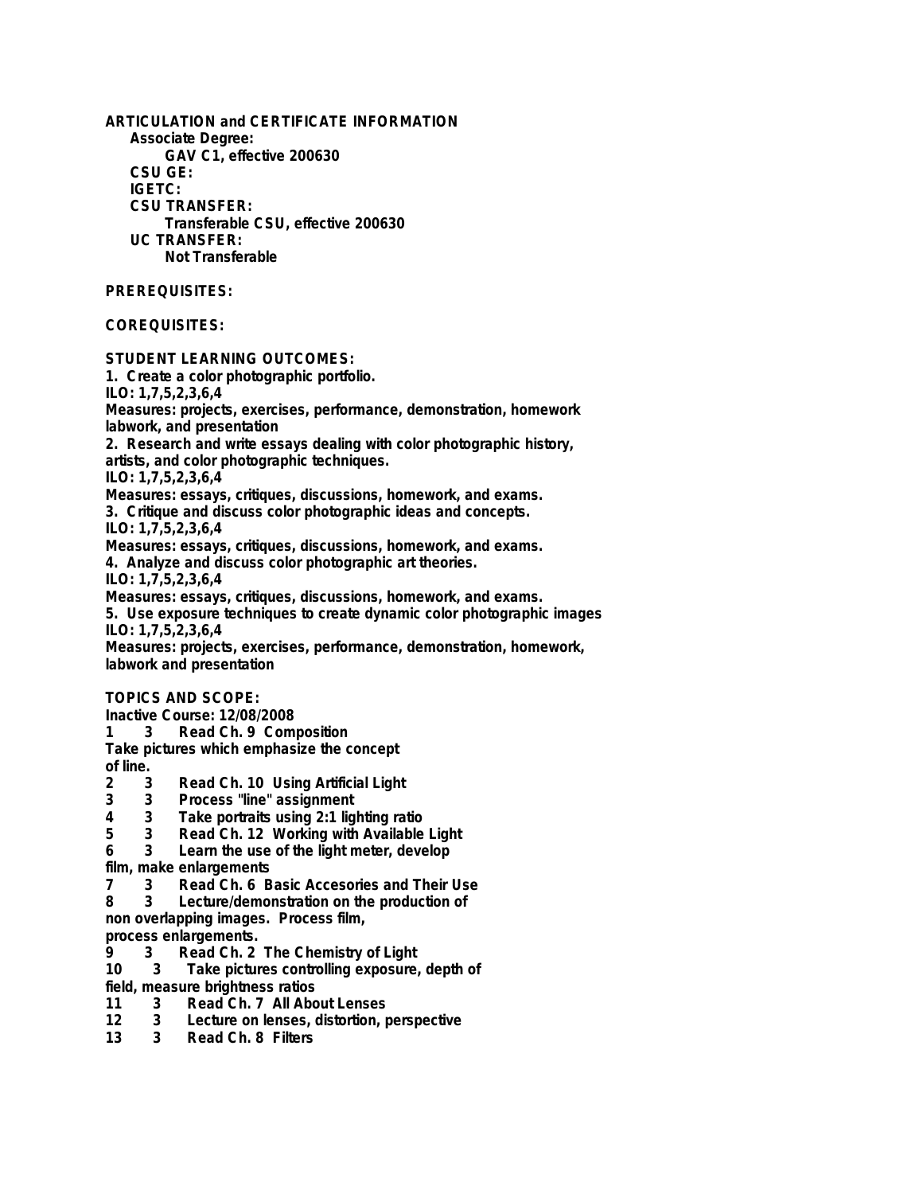**ARTICULATION and CERTIFICATE INFORMATION**

**Associate Degree:**

**GAV C1, effective 200630**

**CSU GE:**

**IGETC:**

**CSU TRANSFER:**

**Transferable CSU, effective 200630**

**UC TRANSFER:**

**Not Transferable**

**PREREQUISITES:**

**COREQUISITES:**

**STUDENT LEARNING OUTCOMES:**

1. Create a color photographic portfolio.
ILO: 1,7,5,2,3,6,4
Measures: projects, exercises, performance, demonstration, homework labwork, and presentation
2. Research and write essays dealing with color photographic history, artists, and color photographic techniques.
ILO: 1,7,5,2,3,6,4
Measures: essays, critiques, discussions, homework, and exams.
3. Critique and discuss color photographic ideas and concepts.
ILO: 1,7,5,2,3,6,4
Measures: essays, critiques, discussions, homework, and exams.
4. Analyze and discuss color photographic art theories.
ILO: 1,7,5,2,3,6,4
Measures: essays, critiques, discussions, homework, and exams.
5. Use exposure techniques to create dynamic color photographic images
ILO: 1,7,5,2,3,6,4
Measures: projects, exercises, performance, demonstration, homework, labwork and presentation

**TOPICS AND SCOPE:**

Inactive Course: 12/08/2008

1 3 Read Ch. 9 Composition
Take pictures which emphasize the concept of line.
2 3 Read Ch. 10 Using Artificial Light
3 3 Process "line" assignment
4 3 Take portraits using 2:1 lighting ratio
5 3 Read Ch. 12 Working with Available Light
6 3 Learn the use of the light meter, develop film, make enlargements
7 3 Read Ch. 6 Basic Accesories and Their Use
8 3 Lecture/demonstration on the production of non overlapping images. Process film, process enlargements.
9 3 Read Ch. 2 The Chemistry of Light
10 3 Take pictures controlling exposure, depth of field, measure brightness ratios
11 3 Read Ch. 7 All About Lenses
12 3 Lecture on lenses, distortion, perspective
13 3 Read Ch. 8 Filters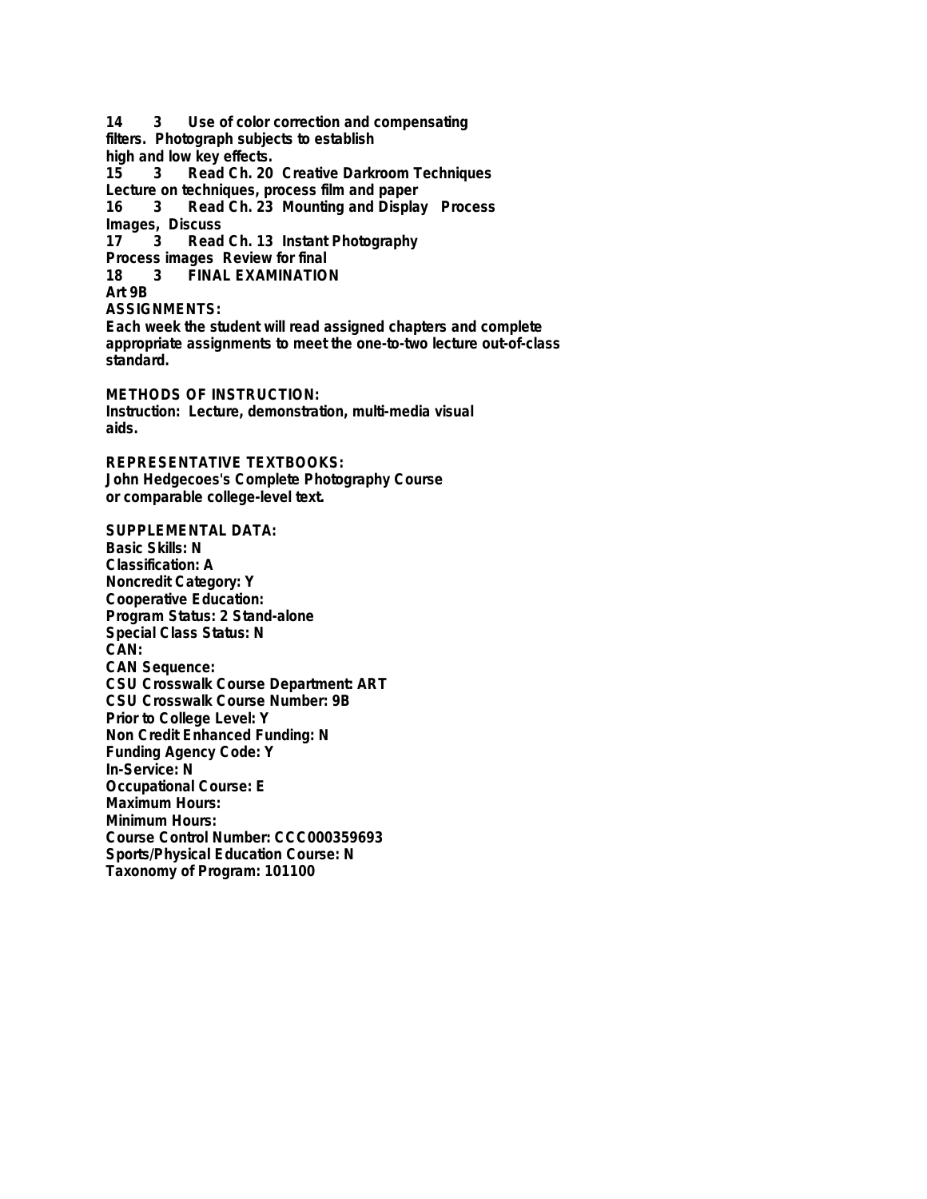14 3 Use of color correction and compensating filters. Photograph subjects to establish high and low key effects.
15 3 Read Ch. 20 Creative Darkroom Techniques Lecture on techniques, process film and paper
16 3 Read Ch. 23 Mounting and Display Process Images, Discuss
17 3 Read Ch. 13 Instant Photography Process images Review for final
18 3 FINAL EXAMINATION

Art 9B

**ASSIGNMENTS:**
Each week the student will read assigned chapters and complete appropriate assignments to meet the one-to-two lecture out-of-class standard.

**METHODS OF INSTRUCTION:**
Instruction: Lecture, demonstration, multi-media visual aids.

**REPRESENTATIVE TEXTBOOKS:**
John Hedgecoes's Complete Photography Course or comparable college-level text.

**SUPPLEMENTAL DATA:**
Basic Skills: N
Classification: A
Noncredit Category: Y
Cooperative Education:
Program Status: 2 Stand-alone
Special Class Status: N
CAN:
CAN Sequence:
CSU Crosswalk Course Department: ART
CSU Crosswalk Course Number: 9B
Prior to College Level: Y
Non Credit Enhanced Funding: N
Funding Agency Code: Y
In-Service: N
Occupational Course: E
Maximum Hours:
Minimum Hours:
Course Control Number: CCC000359693
Sports/Physical Education Course: N
Taxonomy of Program: 101100